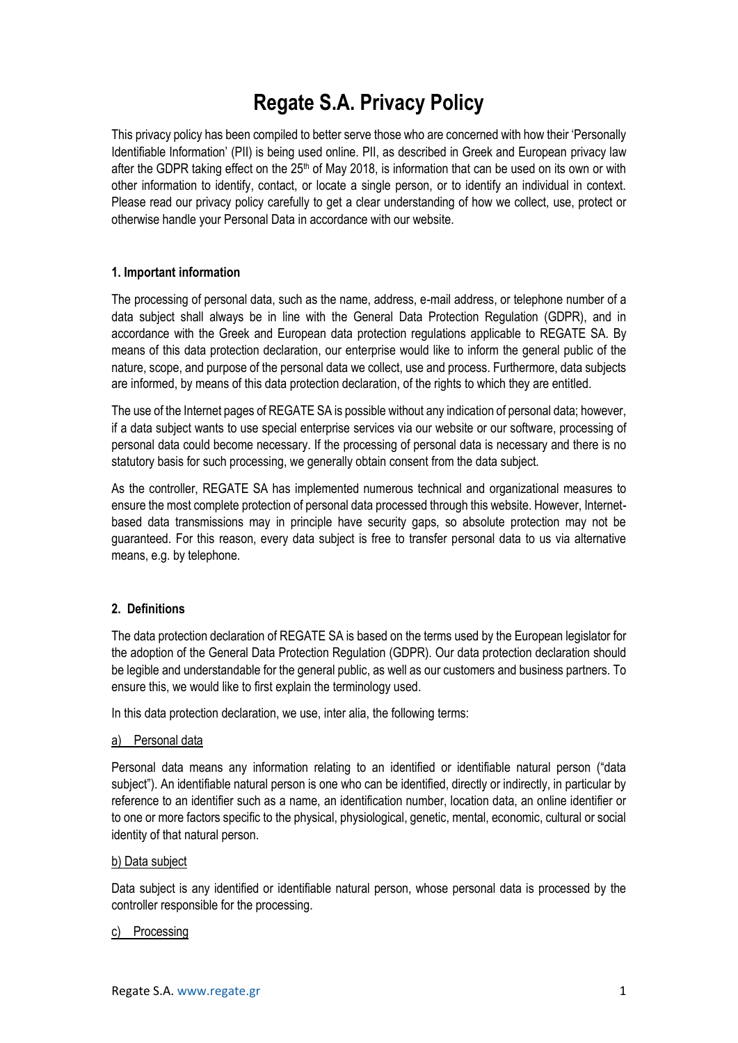# Regate S.A. Privacy Policy

This privacy policy has been compiled to better serve those who are concerned with how their 'Personally Identifiable Information' (PII) is being used online. PII, as described in Greek and European privacy law after the GDPR taking effect on the 25th of May 2018, is information that can be used on its own or with other information to identify, contact, or locate a single person, or to identify an individual in context. Please read our privacy policy carefully to get a clear understanding of how we collect, use, protect or otherwise handle your Personal Data in accordance with our website.

### 1. Important information

The processing of personal data, such as the name, address, e-mail address, or telephone number of a data subject shall always be in line with the General Data Protection Regulation (GDPR), and in accordance with the Greek and European data protection regulations applicable to REGATE SA. By means of this data protection declaration, our enterprise would like to inform the general public of the nature, scope, and purpose of the personal data we collect, use and process. Furthermore, data subjects are informed, by means of this data protection declaration, of the rights to which they are entitled.

The use of the Internet pages of REGATE SA is possible without any indication of personal data; however, if a data subject wants to use special enterprise services via our website or our software, processing of personal data could become necessary. If the processing of personal data is necessary and there is no statutory basis for such processing, we generally obtain consent from the data subject.

As the controller, REGATE SA has implemented numerous technical and organizational measures to ensure the most complete protection of personal data processed through this website. However, Internet-based data transmissions may in principle have security gaps, so absolute protection may not be guaranteed. For this reason, every data subject is free to transfer personal data to us via alternative means, e.g. by telephone.

### 2. Definitions

The data protection declaration of REGATE SA is based on the terms used by the European legislator for the adoption of the General Data Protection Regulation (GDPR). Our data protection declaration should be legible and understandable for the general public, as well as our customers and business partners. To ensure this, we would like to first explain the terminology used.

In this data protection declaration, we use, inter alia, the following terms:

<u>a) Personal data</u>

Personal data means any information relating to an identified or identifiable natural person ("data subject"). An identifiable natural person is one who can be identified, directly or indirectly, in particular by reference to an identifier such as a name, an identification number, location data, an online identifier or to one or more factors specific to the physical, physiological, genetic, mental, economic, cultural or social identity of that natural person.

<u>b) Data subject</u>

Data subject is any identified or identifiable natural person, whose personal data is processed by the controller responsible for the processing.

<u>c) Processing</u>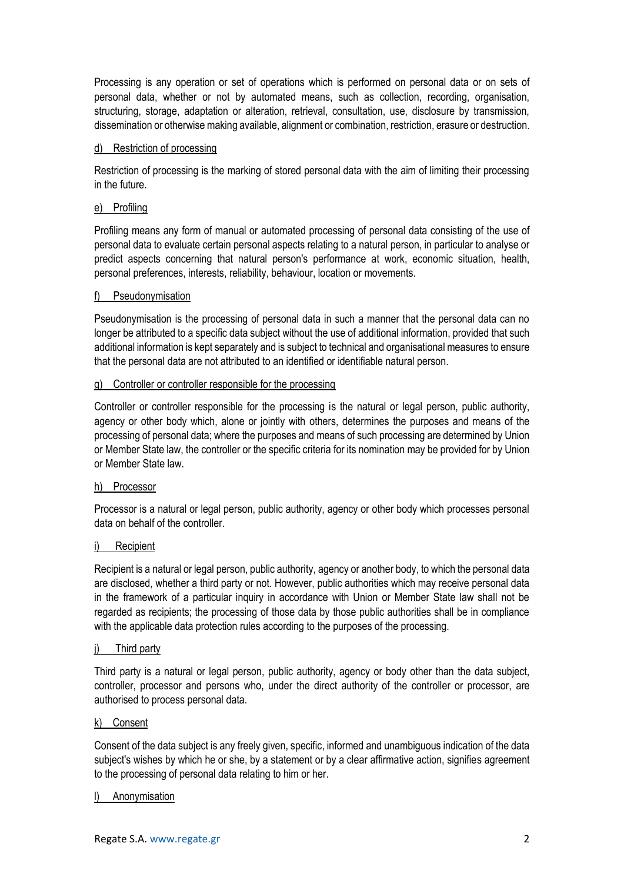Processing is any operation or set of operations which is performed on personal data or on sets of personal data, whether or not by automated means, such as collection, recording, organisation, structuring, storage, adaptation or alteration, retrieval, consultation, use, disclosure by transmission, dissemination or otherwise making available, alignment or combination, restriction, erasure or destruction.

d) Restriction of processing

Restriction of processing is the marking of stored personal data with the aim of limiting their processing in the future.

e) Profiling

Profiling means any form of manual or automated processing of personal data consisting of the use of personal data to evaluate certain personal aspects relating to a natural person, in particular to analyse or predict aspects concerning that natural person's performance at work, economic situation, health, personal preferences, interests, reliability, behaviour, location or movements.

f) Pseudonymisation

Pseudonymisation is the processing of personal data in such a manner that the personal data can no longer be attributed to a specific data subject without the use of additional information, provided that such additional information is kept separately and is subject to technical and organisational measures to ensure that the personal data are not attributed to an identified or identifiable natural person.

g) Controller or controller responsible for the processing

Controller or controller responsible for the processing is the natural or legal person, public authority, agency or other body which, alone or jointly with others, determines the purposes and means of the processing of personal data; where the purposes and means of such processing are determined by Union or Member State law, the controller or the specific criteria for its nomination may be provided for by Union or Member State law.

h) Processor

Processor is a natural or legal person, public authority, agency or other body which processes personal data on behalf of the controller.

i) Recipient

Recipient is a natural or legal person, public authority, agency or another body, to which the personal data are disclosed, whether a third party or not. However, public authorities which may receive personal data in the framework of a particular inquiry in accordance with Union or Member State law shall not be regarded as recipients; the processing of those data by those public authorities shall be in compliance with the applicable data protection rules according to the purposes of the processing.

j) Third party

Third party is a natural or legal person, public authority, agency or body other than the data subject, controller, processor and persons who, under the direct authority of the controller or processor, are authorised to process personal data.

k) Consent

Consent of the data subject is any freely given, specific, informed and unambiguous indication of the data subject's wishes by which he or she, by a statement or by a clear affirmative action, signifies agreement to the processing of personal data relating to him or her.

l) Anonymisation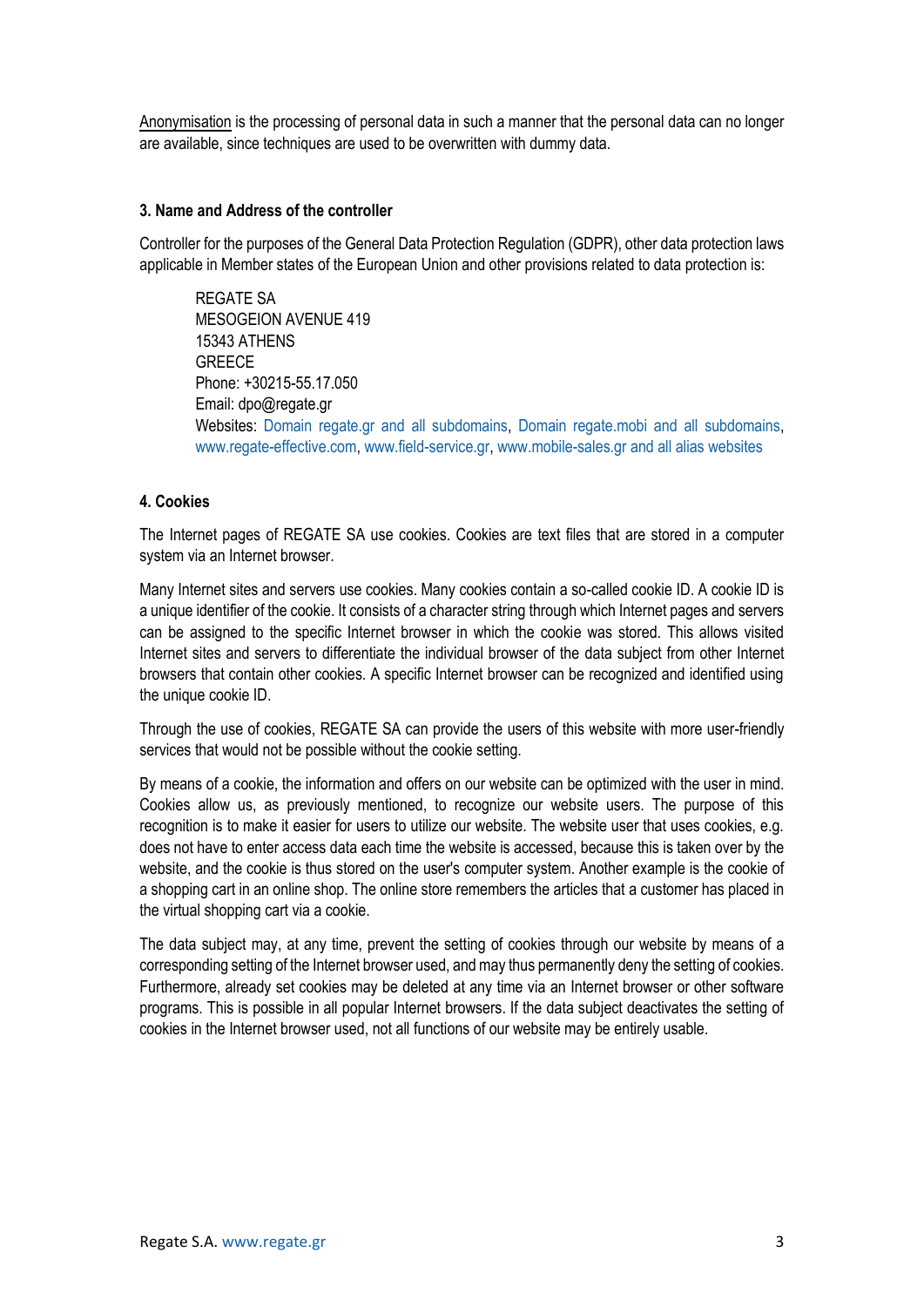<u>Anonymisation</u> is the processing of personal data in such a manner that the personal data can no longer are available, since techniques are used to be overwritten with dummy data.

### 3. Name and Address of the controller

Controller for the purposes of the General Data Protection Regulation (GDPR), other data protection laws applicable in Member states of the European Union and other provisions related to data protection is:

> REGATE SA
> MESOGEION AVENUE 419
> 15343 ATHENS
> GREECE
> Phone: +30215-55.17.050
> Email: dpo@regate.gr
> Websites: Domain regate.gr and all subdomains, Domain regate.mobi and all subdomains, www.regate-effective.com, www.field-service.gr, www.mobile-sales.gr and all alias websites

### 4. Cookies

The Internet pages of REGATE SA use cookies. Cookies are text files that are stored in a computer system via an Internet browser.

Many Internet sites and servers use cookies. Many cookies contain a so-called cookie ID. A cookie ID is a unique identifier of the cookie. It consists of a character string through which Internet pages and servers can be assigned to the specific Internet browser in which the cookie was stored. This allows visited Internet sites and servers to differentiate the individual browser of the data subject from other Internet browsers that contain other cookies. A specific Internet browser can be recognized and identified using the unique cookie ID.

Through the use of cookies, REGATE SA can provide the users of this website with more user-friendly services that would not be possible without the cookie setting.

By means of a cookie, the information and offers on our website can be optimized with the user in mind. Cookies allow us, as previously mentioned, to recognize our website users. The purpose of this recognition is to make it easier for users to utilize our website. The website user that uses cookies, e.g. does not have to enter access data each time the website is accessed, because this is taken over by the website, and the cookie is thus stored on the user's computer system. Another example is the cookie of a shopping cart in an online shop. The online store remembers the articles that a customer has placed in the virtual shopping cart via a cookie.

The data subject may, at any time, prevent the setting of cookies through our website by means of a corresponding setting of the Internet browser used, and may thus permanently deny the setting of cookies. Furthermore, already set cookies may be deleted at any time via an Internet browser or other software programs. This is possible in all popular Internet browsers. If the data subject deactivates the setting of cookies in the Internet browser used, not all functions of our website may be entirely usable.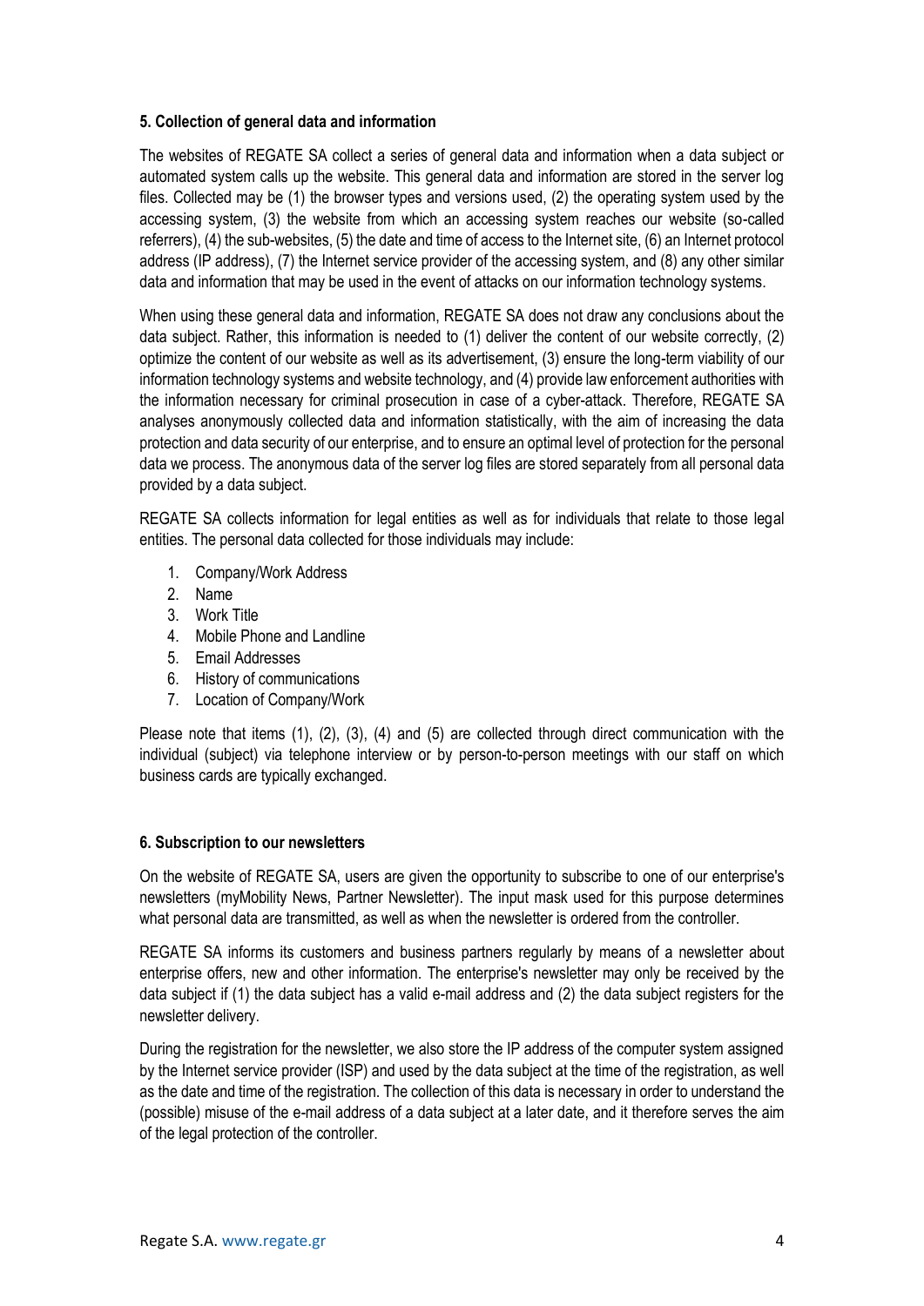### 5. Collection of general data and information

The websites of REGATE SA collect a series of general data and information when a data subject or automated system calls up the website. This general data and information are stored in the server log files. Collected may be (1) the browser types and versions used, (2) the operating system used by the accessing system, (3) the website from which an accessing system reaches our website (so-called referrers), (4) the sub-websites, (5) the date and time of access to the Internet site, (6) an Internet protocol address (IP address), (7) the Internet service provider of the accessing system, and (8) any other similar data and information that may be used in the event of attacks on our information technology systems.

When using these general data and information, REGATE SA does not draw any conclusions about the data subject. Rather, this information is needed to (1) deliver the content of our website correctly, (2) optimize the content of our website as well as its advertisement, (3) ensure the long-term viability of our information technology systems and website technology, and (4) provide law enforcement authorities with the information necessary for criminal prosecution in case of a cyber-attack. Therefore, REGATE SA analyses anonymously collected data and information statistically, with the aim of increasing the data protection and data security of our enterprise, and to ensure an optimal level of protection for the personal data we process. The anonymous data of the server log files are stored separately from all personal data provided by a data subject.

REGATE SA collects information for legal entities as well as for individuals that relate to those legal entities. The personal data collected for those individuals may include:

1. Company/Work Address
2. Name
3. Work Title
4. Mobile Phone and Landline
5. Email Addresses
6. History of communications
7. Location of Company/Work

Please note that items (1), (2), (3), (4) and (5) are collected through direct communication with the individual (subject) via telephone interview or by person-to-person meetings with our staff on which business cards are typically exchanged.

### 6. Subscription to our newsletters

On the website of REGATE SA, users are given the opportunity to subscribe to one of our enterprise's newsletters (myMobility News, Partner Newsletter). The input mask used for this purpose determines what personal data are transmitted, as well as when the newsletter is ordered from the controller.

REGATE SA informs its customers and business partners regularly by means of a newsletter about enterprise offers, new and other information. The enterprise's newsletter may only be received by the data subject if (1) the data subject has a valid e-mail address and (2) the data subject registers for the newsletter delivery.

During the registration for the newsletter, we also store the IP address of the computer system assigned by the Internet service provider (ISP) and used by the data subject at the time of the registration, as well as the date and time of the registration. The collection of this data is necessary in order to understand the (possible) misuse of the e-mail address of a data subject at a later date, and it therefore serves the aim of the legal protection of the controller.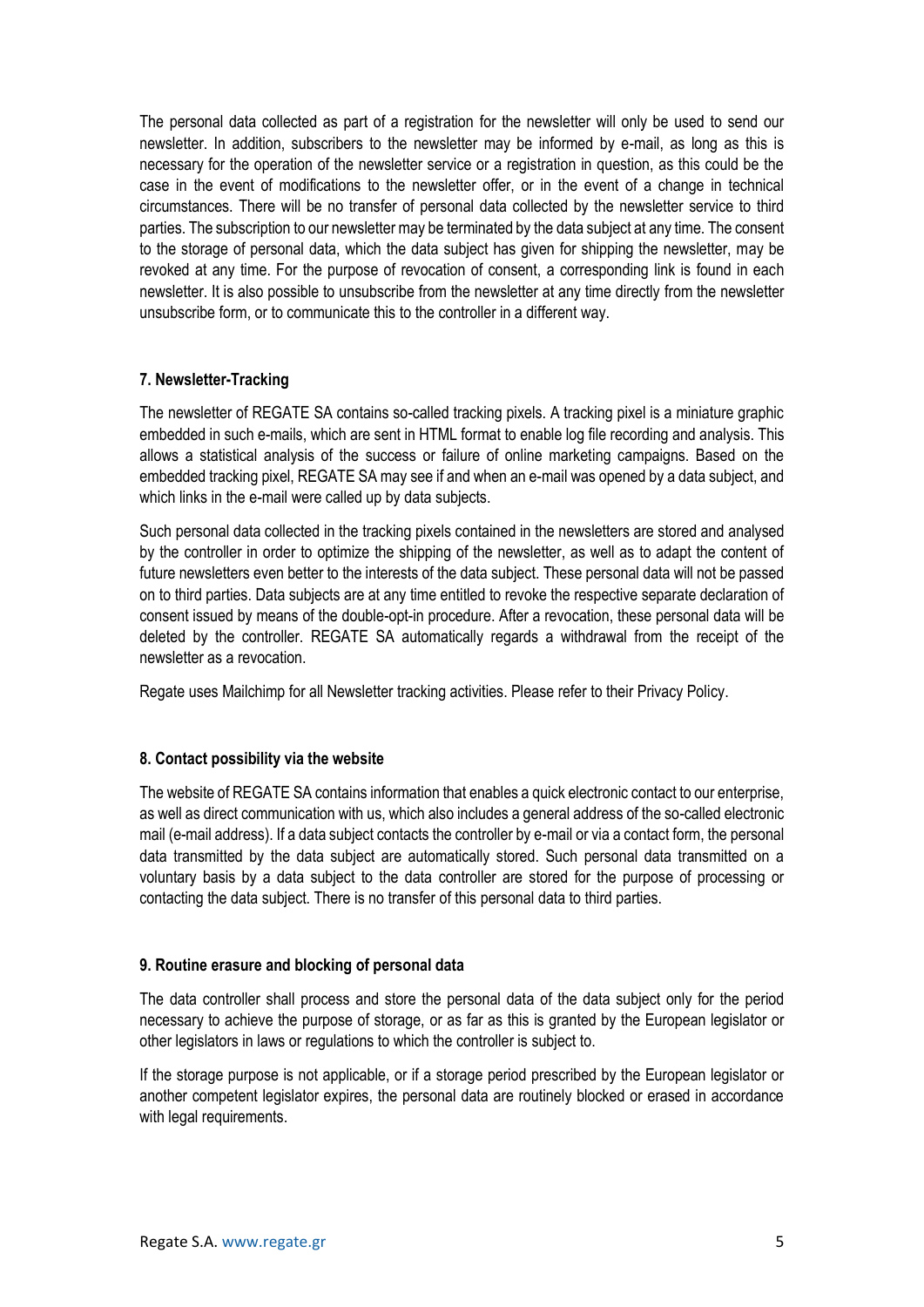The personal data collected as part of a registration for the newsletter will only be used to send our newsletter. In addition, subscribers to the newsletter may be informed by e-mail, as long as this is necessary for the operation of the newsletter service or a registration in question, as this could be the case in the event of modifications to the newsletter offer, or in the event of a change in technical circumstances. There will be no transfer of personal data collected by the newsletter service to third parties. The subscription to our newsletter may be terminated by the data subject at any time. The consent to the storage of personal data, which the data subject has given for shipping the newsletter, may be revoked at any time. For the purpose of revocation of consent, a corresponding link is found in each newsletter. It is also possible to unsubscribe from the newsletter at any time directly from the newsletter unsubscribe form, or to communicate this to the controller in a different way.

**7. Newsletter-Tracking**

The newsletter of REGATE SA contains so-called tracking pixels. A tracking pixel is a miniature graphic embedded in such e-mails, which are sent in HTML format to enable log file recording and analysis. This allows a statistical analysis of the success or failure of online marketing campaigns. Based on the embedded tracking pixel, REGATE SA may see if and when an e-mail was opened by a data subject, and which links in the e-mail were called up by data subjects.

Such personal data collected in the tracking pixels contained in the newsletters are stored and analysed by the controller in order to optimize the shipping of the newsletter, as well as to adapt the content of future newsletters even better to the interests of the data subject. These personal data will not be passed on to third parties. Data subjects are at any time entitled to revoke the respective separate declaration of consent issued by means of the double-opt-in procedure. After a revocation, these personal data will be deleted by the controller. REGATE SA automatically regards a withdrawal from the receipt of the newsletter as a revocation.

Regate uses Mailchimp for all Newsletter tracking activities. Please refer to their Privacy Policy.

**8. Contact possibility via the website**

The website of REGATE SA contains information that enables a quick electronic contact to our enterprise, as well as direct communication with us, which also includes a general address of the so-called electronic mail (e-mail address). If a data subject contacts the controller by e-mail or via a contact form, the personal data transmitted by the data subject are automatically stored. Such personal data transmitted on a voluntary basis by a data subject to the data controller are stored for the purpose of processing or contacting the data subject. There is no transfer of this personal data to third parties.

**9. Routine erasure and blocking of personal data**

The data controller shall process and store the personal data of the data subject only for the period necessary to achieve the purpose of storage, or as far as this is granted by the European legislator or other legislators in laws or regulations to which the controller is subject to.

If the storage purpose is not applicable, or if a storage period prescribed by the European legislator or another competent legislator expires, the personal data are routinely blocked or erased in accordance with legal requirements.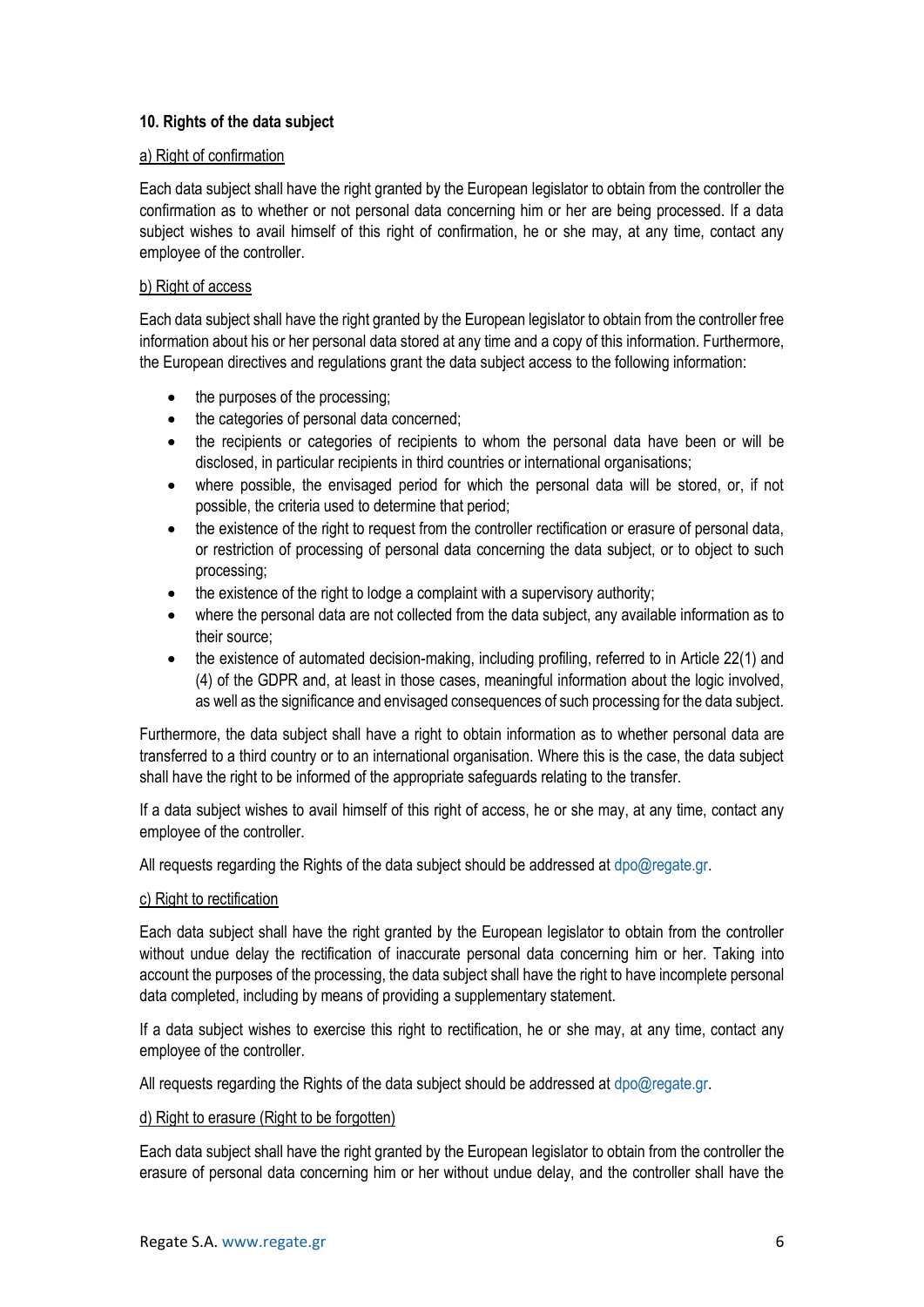### 10. Rights of the data subject

a) Right of confirmation

Each data subject shall have the right granted by the European legislator to obtain from the controller the confirmation as to whether or not personal data concerning him or her are being processed. If a data subject wishes to avail himself of this right of confirmation, he or she may, at any time, contact any employee of the controller.

b) Right of access

Each data subject shall have the right granted by the European legislator to obtain from the controller free information about his or her personal data stored at any time and a copy of this information. Furthermore, the European directives and regulations grant the data subject access to the following information:

- the purposes of the processing;
- the categories of personal data concerned;
- the recipients or categories of recipients to whom the personal data have been or will be disclosed, in particular recipients in third countries or international organisations;
- where possible, the envisaged period for which the personal data will be stored, or, if not possible, the criteria used to determine that period;
- the existence of the right to request from the controller rectification or erasure of personal data, or restriction of processing of personal data concerning the data subject, or to object to such processing;
- the existence of the right to lodge a complaint with a supervisory authority;
- where the personal data are not collected from the data subject, any available information as to their source;
- the existence of automated decision-making, including profiling, referred to in Article 22(1) and (4) of the GDPR and, at least in those cases, meaningful information about the logic involved, as well as the significance and envisaged consequences of such processing for the data subject.

Furthermore, the data subject shall have a right to obtain information as to whether personal data are transferred to a third country or to an international organisation. Where this is the case, the data subject shall have the right to be informed of the appropriate safeguards relating to the transfer.

If a data subject wishes to avail himself of this right of access, he or she may, at any time, contact any employee of the controller.

All requests regarding the Rights of the data subject should be addressed at dpo@regate.gr.

c) Right to rectification

Each data subject shall have the right granted by the European legislator to obtain from the controller without undue delay the rectification of inaccurate personal data concerning him or her. Taking into account the purposes of the processing, the data subject shall have the right to have incomplete personal data completed, including by means of providing a supplementary statement.

If a data subject wishes to exercise this right to rectification, he or she may, at any time, contact any employee of the controller.

All requests regarding the Rights of the data subject should be addressed at dpo@regate.gr.

d) Right to erasure (Right to be forgotten)

Each data subject shall have the right granted by the European legislator to obtain from the controller the erasure of personal data concerning him or her without undue delay, and the controller shall have the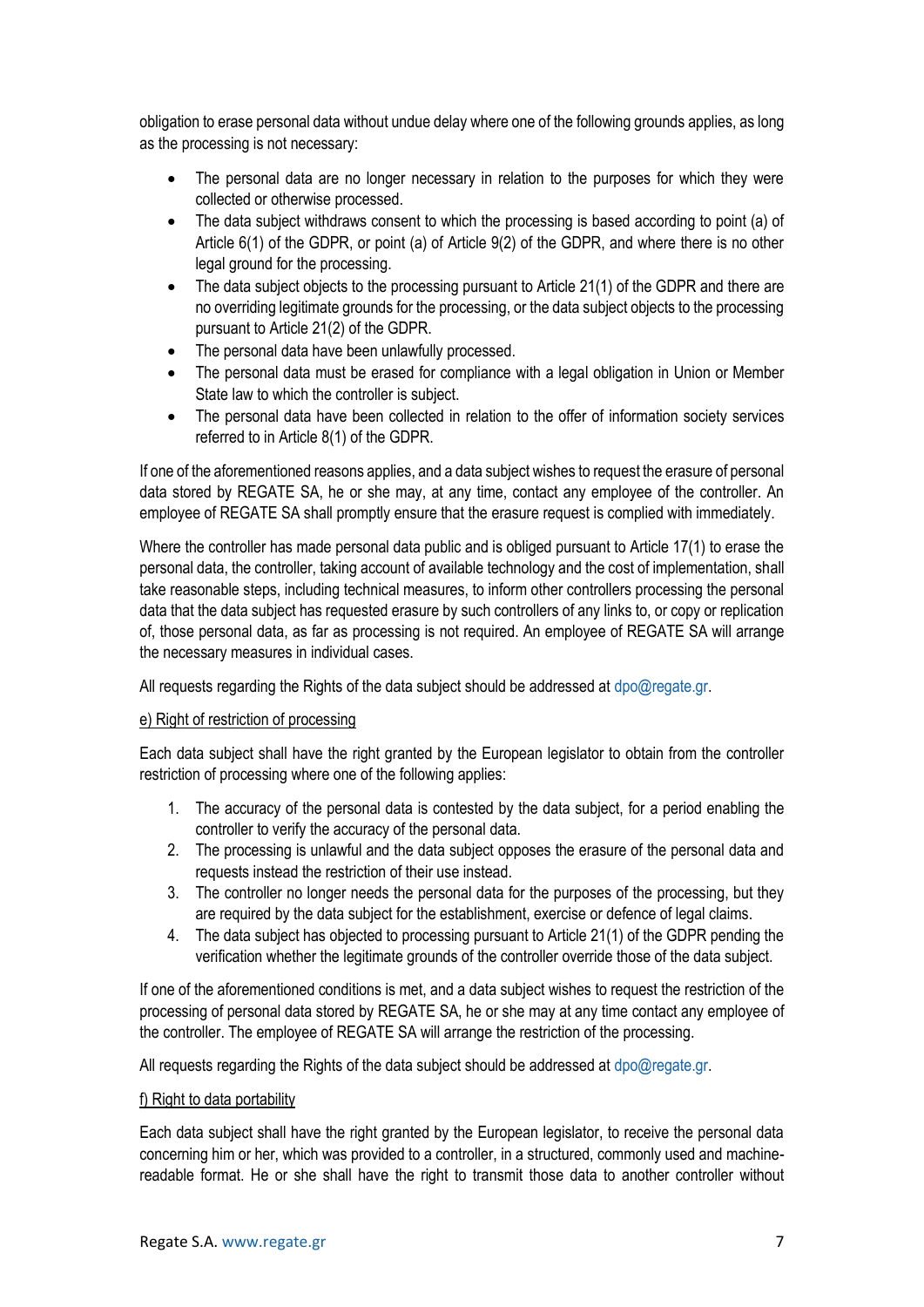obligation to erase personal data without undue delay where one of the following grounds applies, as long as the processing is not necessary:

- The personal data are no longer necessary in relation to the purposes for which they were collected or otherwise processed.
- The data subject withdraws consent to which the processing is based according to point (a) of Article 6(1) of the GDPR, or point (a) of Article 9(2) of the GDPR, and where there is no other legal ground for the processing.
- The data subject objects to the processing pursuant to Article 21(1) of the GDPR and there are no overriding legitimate grounds for the processing, or the data subject objects to the processing pursuant to Article 21(2) of the GDPR.
- The personal data have been unlawfully processed.
- The personal data must be erased for compliance with a legal obligation in Union or Member State law to which the controller is subject.
- The personal data have been collected in relation to the offer of information society services referred to in Article 8(1) of the GDPR.

If one of the aforementioned reasons applies, and a data subject wishes to request the erasure of personal data stored by REGATE SA, he or she may, at any time, contact any employee of the controller. An employee of REGATE SA shall promptly ensure that the erasure request is complied with immediately.

Where the controller has made personal data public and is obliged pursuant to Article 17(1) to erase the personal data, the controller, taking account of available technology and the cost of implementation, shall take reasonable steps, including technical measures, to inform other controllers processing the personal data that the data subject has requested erasure by such controllers of any links to, or copy or replication of, those personal data, as far as processing is not required. An employee of REGATE SA will arrange the necessary measures in individual cases.

All requests regarding the Rights of the data subject should be addressed at dpo@regate.gr.

e) Right of restriction of processing

Each data subject shall have the right granted by the European legislator to obtain from the controller restriction of processing where one of the following applies:

1. The accuracy of the personal data is contested by the data subject, for a period enabling the controller to verify the accuracy of the personal data.
2. The processing is unlawful and the data subject opposes the erasure of the personal data and requests instead the restriction of their use instead.
3. The controller no longer needs the personal data for the purposes of the processing, but they are required by the data subject for the establishment, exercise or defence of legal claims.
4. The data subject has objected to processing pursuant to Article 21(1) of the GDPR pending the verification whether the legitimate grounds of the controller override those of the data subject.

If one of the aforementioned conditions is met, and a data subject wishes to request the restriction of the processing of personal data stored by REGATE SA, he or she may at any time contact any employee of the controller. The employee of REGATE SA will arrange the restriction of the processing.

All requests regarding the Rights of the data subject should be addressed at dpo@regate.gr.

f) Right to data portability

Each data subject shall have the right granted by the European legislator, to receive the personal data concerning him or her, which was provided to a controller, in a structured, commonly used and machine-readable format. He or she shall have the right to transmit those data to another controller without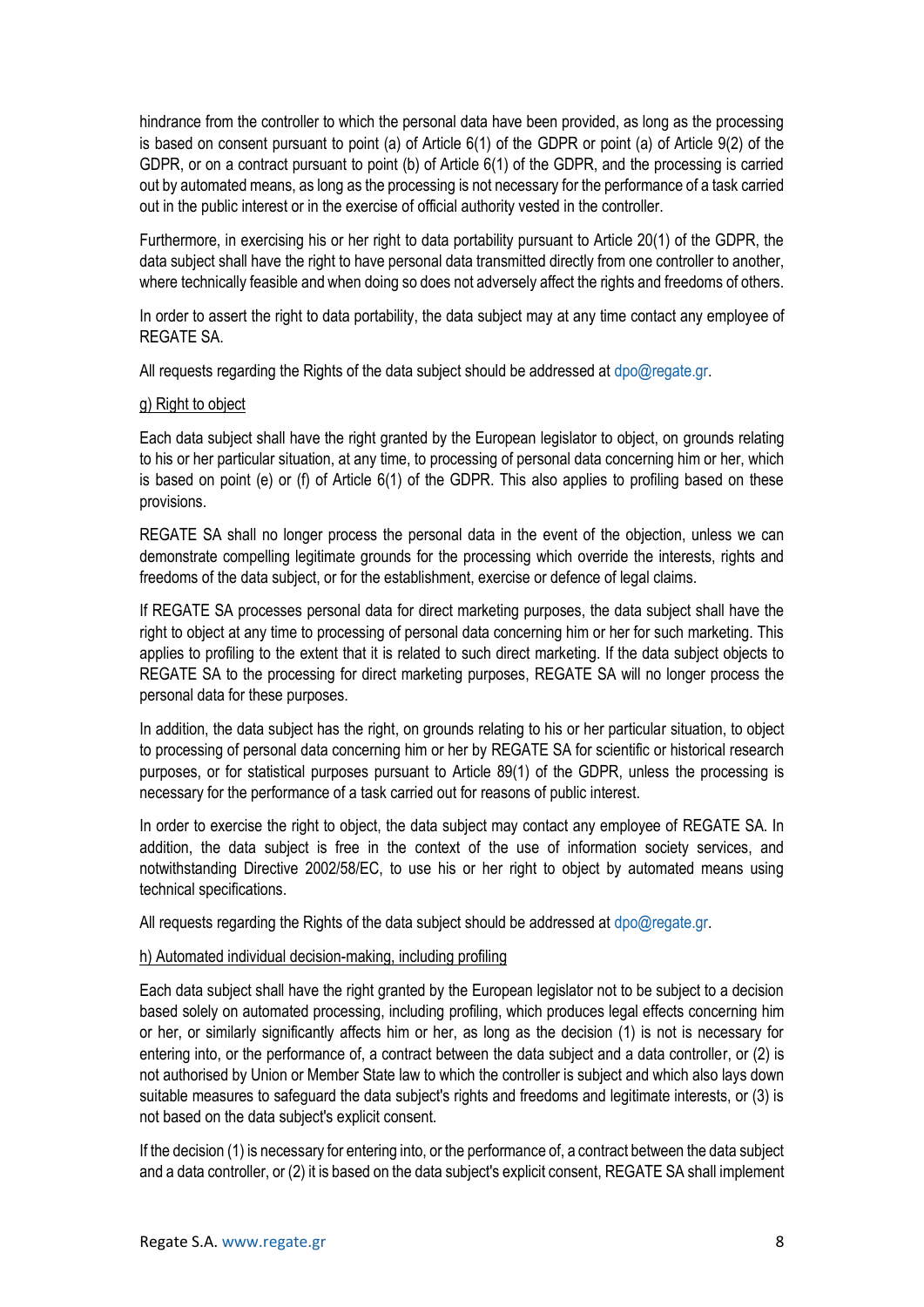hindrance from the controller to which the personal data have been provided, as long as the processing is based on consent pursuant to point (a) of Article 6(1) of the GDPR or point (a) of Article 9(2) of the GDPR, or on a contract pursuant to point (b) of Article 6(1) of the GDPR, and the processing is carried out by automated means, as long as the processing is not necessary for the performance of a task carried out in the public interest or in the exercise of official authority vested in the controller.

Furthermore, in exercising his or her right to data portability pursuant to Article 20(1) of the GDPR, the data subject shall have the right to have personal data transmitted directly from one controller to another, where technically feasible and when doing so does not adversely affect the rights and freedoms of others.

In order to assert the right to data portability, the data subject may at any time contact any employee of REGATE SA.

All requests regarding the Rights of the data subject should be addressed at dpo@regate.gr.

g) Right to object

Each data subject shall have the right granted by the European legislator to object, on grounds relating to his or her particular situation, at any time, to processing of personal data concerning him or her, which is based on point (e) or (f) of Article 6(1) of the GDPR. This also applies to profiling based on these provisions.

REGATE SA shall no longer process the personal data in the event of the objection, unless we can demonstrate compelling legitimate grounds for the processing which override the interests, rights and freedoms of the data subject, or for the establishment, exercise or defence of legal claims.

If REGATE SA processes personal data for direct marketing purposes, the data subject shall have the right to object at any time to processing of personal data concerning him or her for such marketing. This applies to profiling to the extent that it is related to such direct marketing. If the data subject objects to REGATE SA to the processing for direct marketing purposes, REGATE SA will no longer process the personal data for these purposes.

In addition, the data subject has the right, on grounds relating to his or her particular situation, to object to processing of personal data concerning him or her by REGATE SA for scientific or historical research purposes, or for statistical purposes pursuant to Article 89(1) of the GDPR, unless the processing is necessary for the performance of a task carried out for reasons of public interest.

In order to exercise the right to object, the data subject may contact any employee of REGATE SA. In addition, the data subject is free in the context of the use of information society services, and notwithstanding Directive 2002/58/EC, to use his or her right to object by automated means using technical specifications.

All requests regarding the Rights of the data subject should be addressed at dpo@regate.gr.

h) Automated individual decision-making, including profiling

Each data subject shall have the right granted by the European legislator not to be subject to a decision based solely on automated processing, including profiling, which produces legal effects concerning him or her, or similarly significantly affects him or her, as long as the decision (1) is not is necessary for entering into, or the performance of, a contract between the data subject and a data controller, or (2) is not authorised by Union or Member State law to which the controller is subject and which also lays down suitable measures to safeguard the data subject's rights and freedoms and legitimate interests, or (3) is not based on the data subject's explicit consent.

If the decision (1) is necessary for entering into, or the performance of, a contract between the data subject and a data controller, or (2) it is based on the data subject's explicit consent, REGATE SA shall implement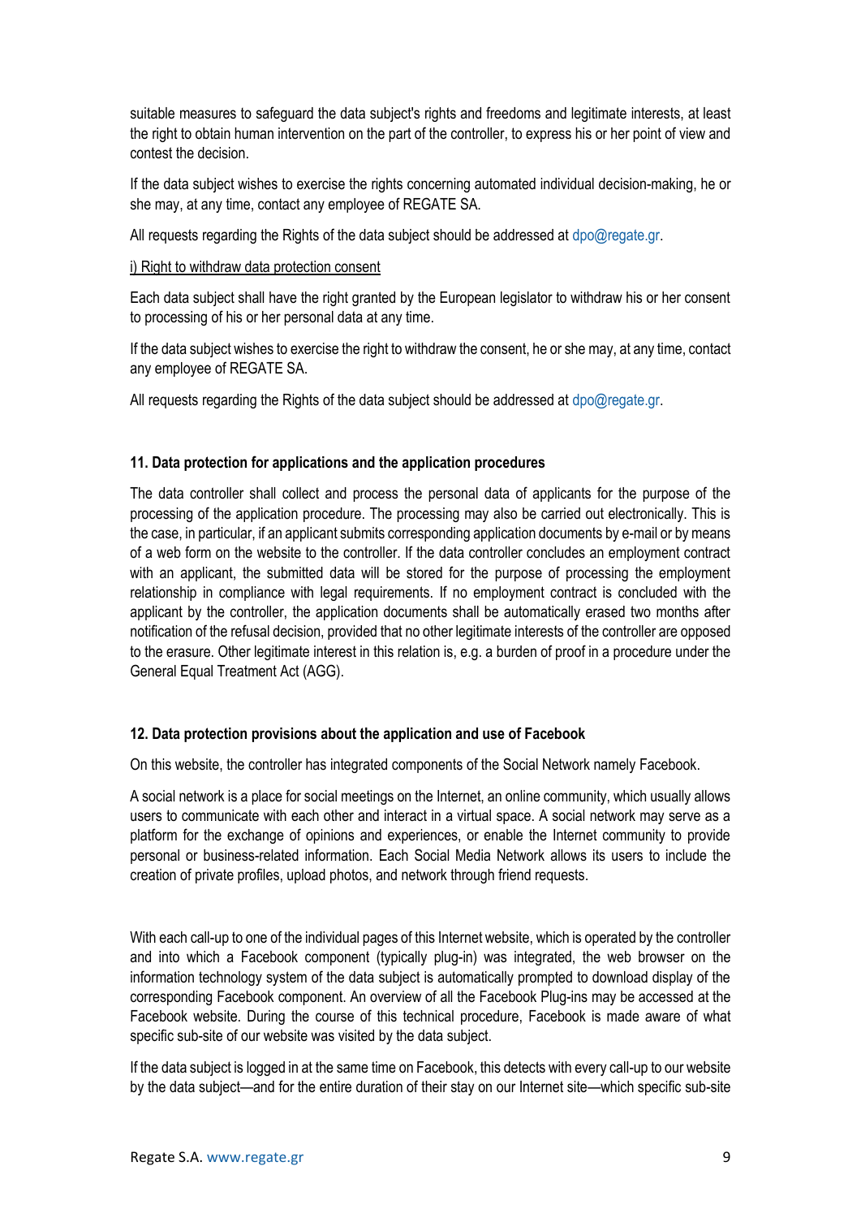suitable measures to safeguard the data subject's rights and freedoms and legitimate interests, at least the right to obtain human intervention on the part of the controller, to express his or her point of view and contest the decision.

If the data subject wishes to exercise the rights concerning automated individual decision-making, he or she may, at any time, contact any employee of REGATE SA.

All requests regarding the Rights of the data subject should be addressed at dpo@regate.gr.

<u>i) Right to withdraw data protection consent</u>

Each data subject shall have the right granted by the European legislator to withdraw his or her consent to processing of his or her personal data at any time.

If the data subject wishes to exercise the right to withdraw the consent, he or she may, at any time, contact any employee of REGATE SA.

All requests regarding the Rights of the data subject should be addressed at dpo@regate.gr.

### 11. Data protection for applications and the application procedures

The data controller shall collect and process the personal data of applicants for the purpose of the processing of the application procedure. The processing may also be carried out electronically. This is the case, in particular, if an applicant submits corresponding application documents by e-mail or by means of a web form on the website to the controller. If the data controller concludes an employment contract with an applicant, the submitted data will be stored for the purpose of processing the employment relationship in compliance with legal requirements. If no employment contract is concluded with the applicant by the controller, the application documents shall be automatically erased two months after notification of the refusal decision, provided that no other legitimate interests of the controller are opposed to the erasure. Other legitimate interest in this relation is, e.g. a burden of proof in a procedure under the General Equal Treatment Act (AGG).

### 12. Data protection provisions about the application and use of Facebook

On this website, the controller has integrated components of the Social Network namely Facebook.

A social network is a place for social meetings on the Internet, an online community, which usually allows users to communicate with each other and interact in a virtual space. A social network may serve as a platform for the exchange of opinions and experiences, or enable the Internet community to provide personal or business-related information. Each Social Media Network allows its users to include the creation of private profiles, upload photos, and network through friend requests.

With each call-up to one of the individual pages of this Internet website, which is operated by the controller and into which a Facebook component (typically plug-in) was integrated, the web browser on the information technology system of the data subject is automatically prompted to download display of the corresponding Facebook component. An overview of all the Facebook Plug-ins may be accessed at the Facebook website. During the course of this technical procedure, Facebook is made aware of what specific sub-site of our website was visited by the data subject.

If the data subject is logged in at the same time on Facebook, this detects with every call-up to our website by the data subject—and for the entire duration of their stay on our Internet site—which specific sub-site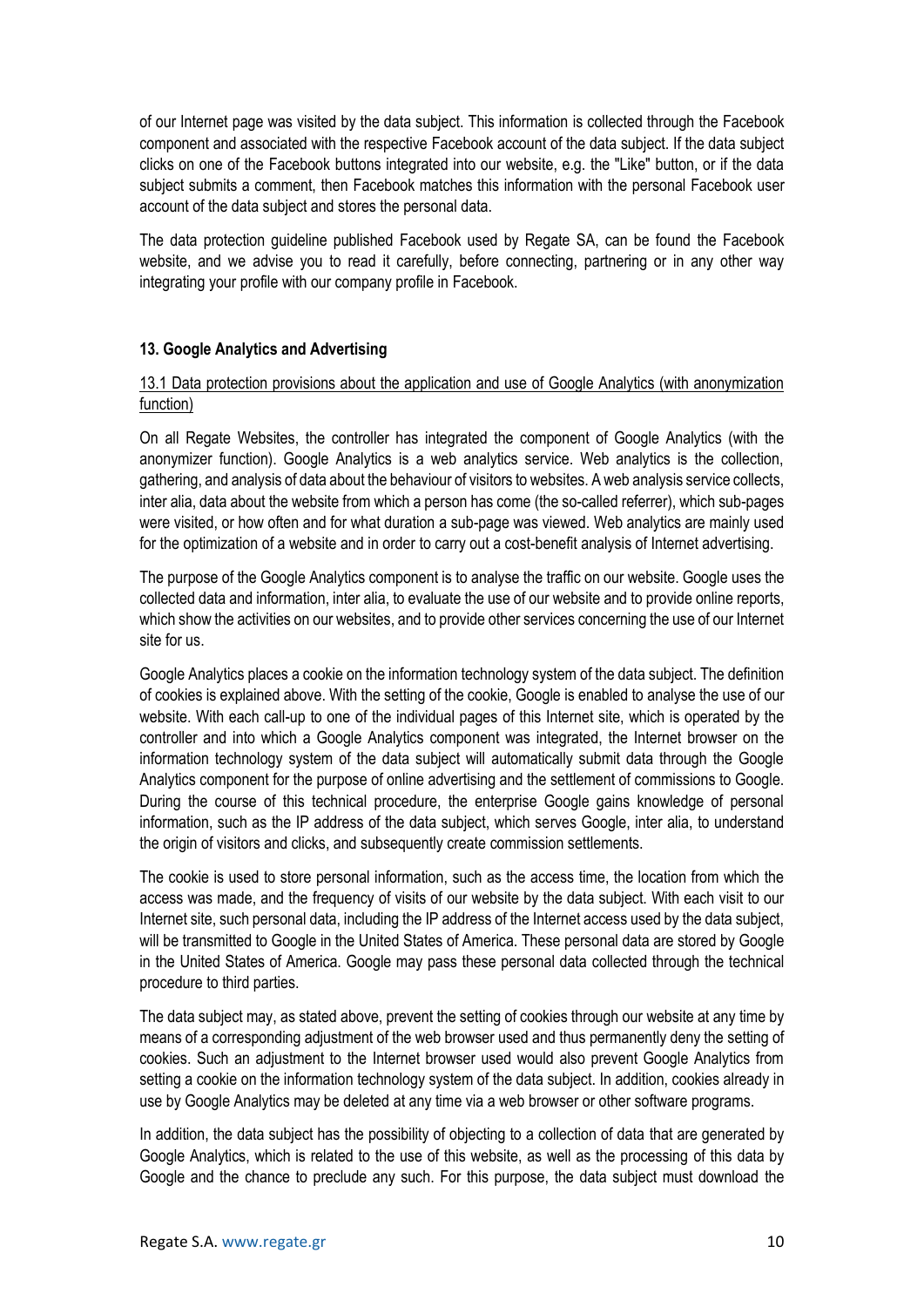of our Internet page was visited by the data subject. This information is collected through the Facebook component and associated with the respective Facebook account of the data subject. If the data subject clicks on one of the Facebook buttons integrated into our website, e.g. the "Like" button, or if the data subject submits a comment, then Facebook matches this information with the personal Facebook user account of the data subject and stores the personal data.

The data protection guideline published Facebook used by Regate SA, can be found the Facebook website, and we advise you to read it carefully, before connecting, partnering or in any other way integrating your profile with our company profile in Facebook.

#### 13. Google Analytics and Advertising

<u>13.1 Data protection provisions about the application and use of Google Analytics (with anonymization function)</u>

On all Regate Websites, the controller has integrated the component of Google Analytics (with the anonymizer function). Google Analytics is a web analytics service. Web analytics is the collection, gathering, and analysis of data about the behaviour of visitors to websites. A web analysis service collects, inter alia, data about the website from which a person has come (the so-called referrer), which sub-pages were visited, or how often and for what duration a sub-page was viewed. Web analytics are mainly used for the optimization of a website and in order to carry out a cost-benefit analysis of Internet advertising.

The purpose of the Google Analytics component is to analyse the traffic on our website. Google uses the collected data and information, inter alia, to evaluate the use of our website and to provide online reports, which show the activities on our websites, and to provide other services concerning the use of our Internet site for us.

Google Analytics places a cookie on the information technology system of the data subject. The definition of cookies is explained above. With the setting of the cookie, Google is enabled to analyse the use of our website. With each call-up to one of the individual pages of this Internet site, which is operated by the controller and into which a Google Analytics component was integrated, the Internet browser on the information technology system of the data subject will automatically submit data through the Google Analytics component for the purpose of online advertising and the settlement of commissions to Google. During the course of this technical procedure, the enterprise Google gains knowledge of personal information, such as the IP address of the data subject, which serves Google, inter alia, to understand the origin of visitors and clicks, and subsequently create commission settlements.

The cookie is used to store personal information, such as the access time, the location from which the access was made, and the frequency of visits of our website by the data subject. With each visit to our Internet site, such personal data, including the IP address of the Internet access used by the data subject, will be transmitted to Google in the United States of America. These personal data are stored by Google in the United States of America. Google may pass these personal data collected through the technical procedure to third parties.

The data subject may, as stated above, prevent the setting of cookies through our website at any time by means of a corresponding adjustment of the web browser used and thus permanently deny the setting of cookies. Such an adjustment to the Internet browser used would also prevent Google Analytics from setting a cookie on the information technology system of the data subject. In addition, cookies already in use by Google Analytics may be deleted at any time via a web browser or other software programs.

In addition, the data subject has the possibility of objecting to a collection of data that are generated by Google Analytics, which is related to the use of this website, as well as the processing of this data by Google and the chance to preclude any such. For this purpose, the data subject must download the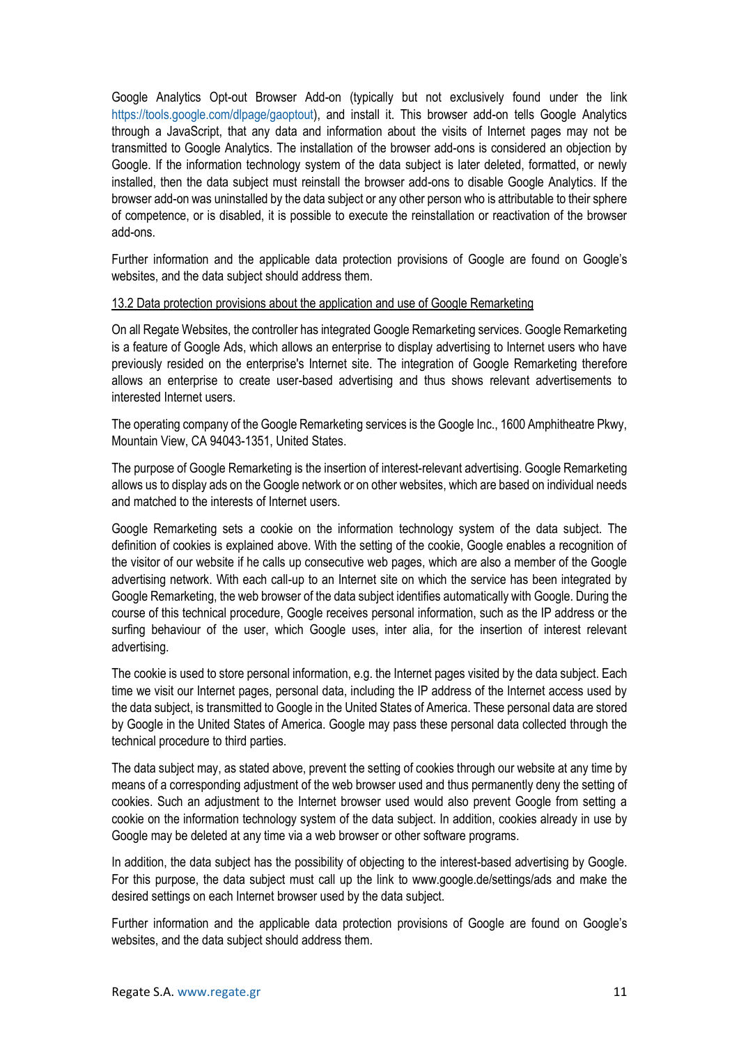Google Analytics Opt-out Browser Add-on (typically but not exclusively found under the link https://tools.google.com/dlpage/gaoptout), and install it. This browser add-on tells Google Analytics through a JavaScript, that any data and information about the visits of Internet pages may not be transmitted to Google Analytics. The installation of the browser add-ons is considered an objection by Google. If the information technology system of the data subject is later deleted, formatted, or newly installed, then the data subject must reinstall the browser add-ons to disable Google Analytics. If the browser add-on was uninstalled by the data subject or any other person who is attributable to their sphere of competence, or is disabled, it is possible to execute the reinstallation or reactivation of the browser add-ons.

Further information and the applicable data protection provisions of Google are found on Google's websites, and the data subject should address them.

13.2 Data protection provisions about the application and use of Google Remarketing

On all Regate Websites, the controller has integrated Google Remarketing services. Google Remarketing is a feature of Google Ads, which allows an enterprise to display advertising to Internet users who have previously resided on the enterprise's Internet site. The integration of Google Remarketing therefore allows an enterprise to create user-based advertising and thus shows relevant advertisements to interested Internet users.

The operating company of the Google Remarketing services is the Google Inc., 1600 Amphitheatre Pkwy, Mountain View, CA 94043-1351, United States.

The purpose of Google Remarketing is the insertion of interest-relevant advertising. Google Remarketing allows us to display ads on the Google network or on other websites, which are based on individual needs and matched to the interests of Internet users.

Google Remarketing sets a cookie on the information technology system of the data subject. The definition of cookies is explained above. With the setting of the cookie, Google enables a recognition of the visitor of our website if he calls up consecutive web pages, which are also a member of the Google advertising network. With each call-up to an Internet site on which the service has been integrated by Google Remarketing, the web browser of the data subject identifies automatically with Google. During the course of this technical procedure, Google receives personal information, such as the IP address or the surfing behaviour of the user, which Google uses, inter alia, for the insertion of interest relevant advertising.

The cookie is used to store personal information, e.g. the Internet pages visited by the data subject. Each time we visit our Internet pages, personal data, including the IP address of the Internet access used by the data subject, is transmitted to Google in the United States of America. These personal data are stored by Google in the United States of America. Google may pass these personal data collected through the technical procedure to third parties.

The data subject may, as stated above, prevent the setting of cookies through our website at any time by means of a corresponding adjustment of the web browser used and thus permanently deny the setting of cookies. Such an adjustment to the Internet browser used would also prevent Google from setting a cookie on the information technology system of the data subject. In addition, cookies already in use by Google may be deleted at any time via a web browser or other software programs.

In addition, the data subject has the possibility of objecting to the interest-based advertising by Google. For this purpose, the data subject must call up the link to www.google.de/settings/ads and make the desired settings on each Internet browser used by the data subject.

Further information and the applicable data protection provisions of Google are found on Google's websites, and the data subject should address them.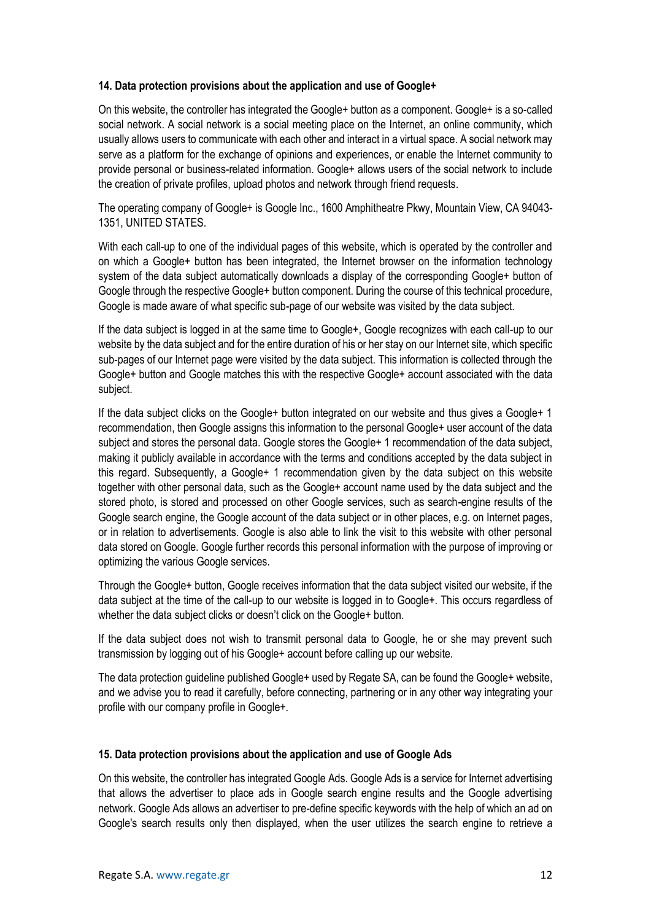**14. Data protection provisions about the application and use of Google+**

On this website, the controller has integrated the Google+ button as a component. Google+ is a so-called social network. A social network is a social meeting place on the Internet, an online community, which usually allows users to communicate with each other and interact in a virtual space. A social network may serve as a platform for the exchange of opinions and experiences, or enable the Internet community to provide personal or business-related information. Google+ allows users of the social network to include the creation of private profiles, upload photos and network through friend requests.

The operating company of Google+ is Google Inc., 1600 Amphitheatre Pkwy, Mountain View, CA 94043-1351, UNITED STATES.

With each call-up to one of the individual pages of this website, which is operated by the controller and on which a Google+ button has been integrated, the Internet browser on the information technology system of the data subject automatically downloads a display of the corresponding Google+ button of Google through the respective Google+ button component. During the course of this technical procedure, Google is made aware of what specific sub-page of our website was visited by the data subject.

If the data subject is logged in at the same time to Google+, Google recognizes with each call-up to our website by the data subject and for the entire duration of his or her stay on our Internet site, which specific sub-pages of our Internet page were visited by the data subject. This information is collected through the Google+ button and Google matches this with the respective Google+ account associated with the data subject.

If the data subject clicks on the Google+ button integrated on our website and thus gives a Google+ 1 recommendation, then Google assigns this information to the personal Google+ user account of the data subject and stores the personal data. Google stores the Google+ 1 recommendation of the data subject, making it publicly available in accordance with the terms and conditions accepted by the data subject in this regard. Subsequently, a Google+ 1 recommendation given by the data subject on this website together with other personal data, such as the Google+ account name used by the data subject and the stored photo, is stored and processed on other Google services, such as search-engine results of the Google search engine, the Google account of the data subject or in other places, e.g. on Internet pages, or in relation to advertisements. Google is also able to link the visit to this website with other personal data stored on Google. Google further records this personal information with the purpose of improving or optimizing the various Google services.

Through the Google+ button, Google receives information that the data subject visited our website, if the data subject at the time of the call-up to our website is logged in to Google+. This occurs regardless of whether the data subject clicks or doesn't click on the Google+ button.

If the data subject does not wish to transmit personal data to Google, he or she may prevent such transmission by logging out of his Google+ account before calling up our website.

The data protection guideline published Google+ used by Regate SA, can be found the Google+ website, and we advise you to read it carefully, before connecting, partnering or in any other way integrating your profile with our company profile in Google+.

**15. Data protection provisions about the application and use of Google Ads**

On this website, the controller has integrated Google Ads. Google Ads is a service for Internet advertising that allows the advertiser to place ads in Google search engine results and the Google advertising network. Google Ads allows an advertiser to pre-define specific keywords with the help of which an ad on Google's search results only then displayed, when the user utilizes the search engine to retrieve a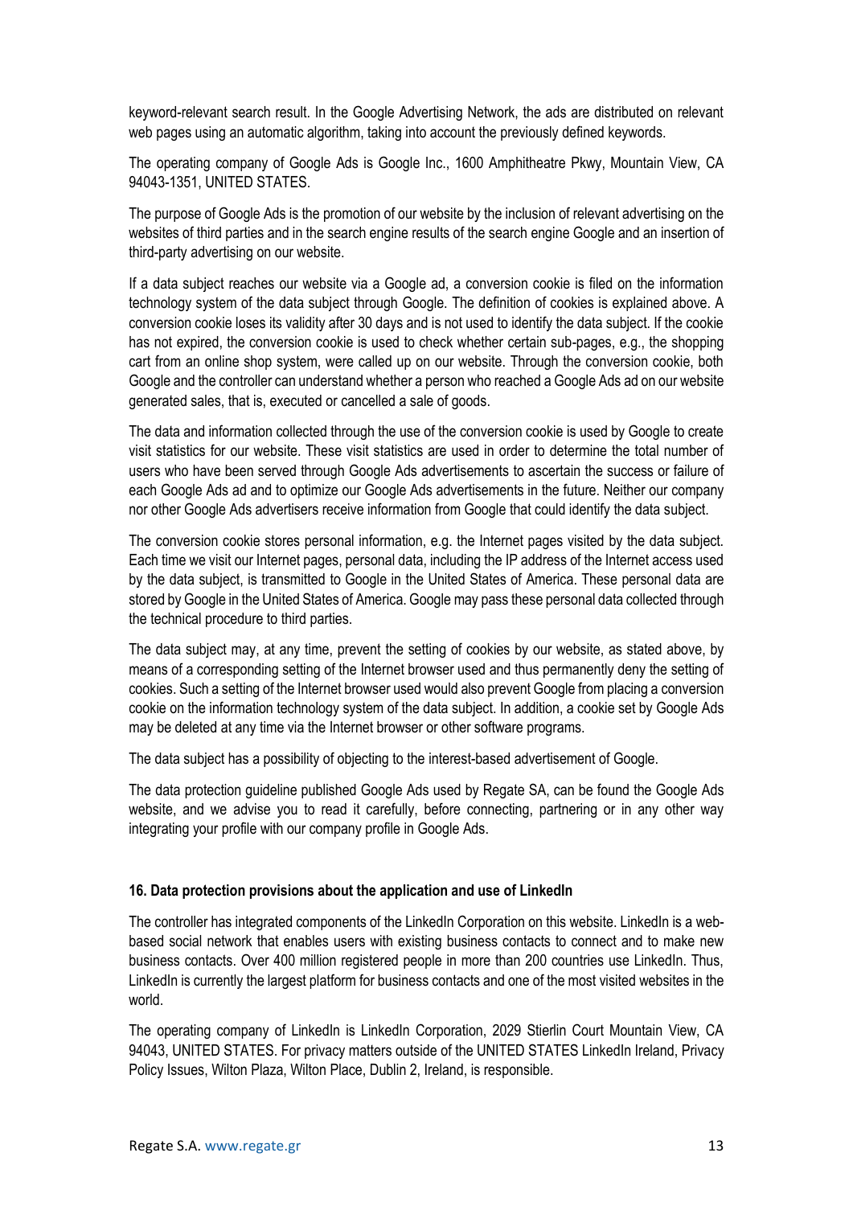keyword-relevant search result. In the Google Advertising Network, the ads are distributed on relevant web pages using an automatic algorithm, taking into account the previously defined keywords.

The operating company of Google Ads is Google Inc., 1600 Amphitheatre Pkwy, Mountain View, CA 94043-1351, UNITED STATES.

The purpose of Google Ads is the promotion of our website by the inclusion of relevant advertising on the websites of third parties and in the search engine results of the search engine Google and an insertion of third-party advertising on our website.

If a data subject reaches our website via a Google ad, a conversion cookie is filed on the information technology system of the data subject through Google. The definition of cookies is explained above. A conversion cookie loses its validity after 30 days and is not used to identify the data subject. If the cookie has not expired, the conversion cookie is used to check whether certain sub-pages, e.g., the shopping cart from an online shop system, were called up on our website. Through the conversion cookie, both Google and the controller can understand whether a person who reached a Google Ads ad on our website generated sales, that is, executed or cancelled a sale of goods.

The data and information collected through the use of the conversion cookie is used by Google to create visit statistics for our website. These visit statistics are used in order to determine the total number of users who have been served through Google Ads advertisements to ascertain the success or failure of each Google Ads ad and to optimize our Google Ads advertisements in the future. Neither our company nor other Google Ads advertisers receive information from Google that could identify the data subject.

The conversion cookie stores personal information, e.g. the Internet pages visited by the data subject. Each time we visit our Internet pages, personal data, including the IP address of the Internet access used by the data subject, is transmitted to Google in the United States of America. These personal data are stored by Google in the United States of America. Google may pass these personal data collected through the technical procedure to third parties.

The data subject may, at any time, prevent the setting of cookies by our website, as stated above, by means of a corresponding setting of the Internet browser used and thus permanently deny the setting of cookies. Such a setting of the Internet browser used would also prevent Google from placing a conversion cookie on the information technology system of the data subject. In addition, a cookie set by Google Ads may be deleted at any time via the Internet browser or other software programs.

The data subject has a possibility of objecting to the interest-based advertisement of Google.

The data protection guideline published Google Ads used by Regate SA, can be found the Google Ads website, and we advise you to read it carefully, before connecting, partnering or in any other way integrating your profile with our company profile in Google Ads.

**16. Data protection provisions about the application and use of LinkedIn**

The controller has integrated components of the LinkedIn Corporation on this website. LinkedIn is a web-based social network that enables users with existing business contacts to connect and to make new business contacts. Over 400 million registered people in more than 200 countries use LinkedIn. Thus, LinkedIn is currently the largest platform for business contacts and one of the most visited websites in the world.

The operating company of LinkedIn is LinkedIn Corporation, 2029 Stierlin Court Mountain View, CA 94043, UNITED STATES. For privacy matters outside of the UNITED STATES LinkedIn Ireland, Privacy Policy Issues, Wilton Plaza, Wilton Place, Dublin 2, Ireland, is responsible.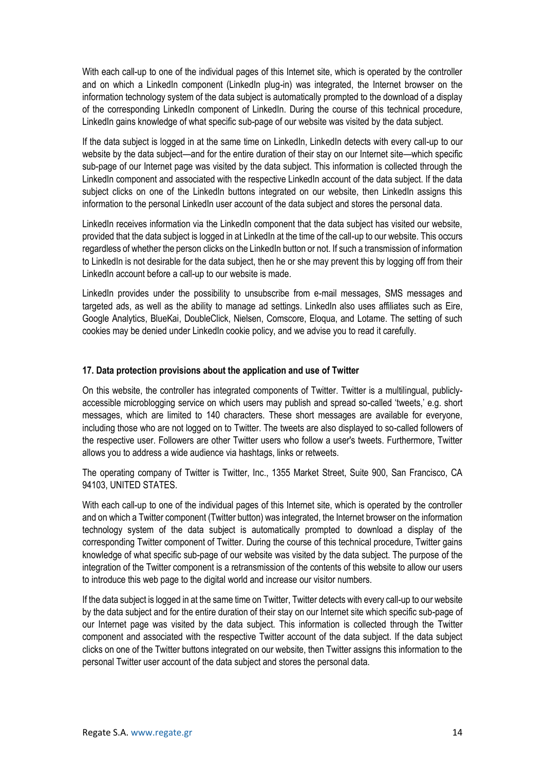With each call-up to one of the individual pages of this Internet site, which is operated by the controller and on which a LinkedIn component (LinkedIn plug-in) was integrated, the Internet browser on the information technology system of the data subject is automatically prompted to the download of a display of the corresponding LinkedIn component of LinkedIn. During the course of this technical procedure, LinkedIn gains knowledge of what specific sub-page of our website was visited by the data subject.

If the data subject is logged in at the same time on LinkedIn, LinkedIn detects with every call-up to our website by the data subject—and for the entire duration of their stay on our Internet site—which specific sub-page of our Internet page was visited by the data subject. This information is collected through the LinkedIn component and associated with the respective LinkedIn account of the data subject. If the data subject clicks on one of the LinkedIn buttons integrated on our website, then LinkedIn assigns this information to the personal LinkedIn user account of the data subject and stores the personal data.

LinkedIn receives information via the LinkedIn component that the data subject has visited our website, provided that the data subject is logged in at LinkedIn at the time of the call-up to our website. This occurs regardless of whether the person clicks on the LinkedIn button or not. If such a transmission of information to LinkedIn is not desirable for the data subject, then he or she may prevent this by logging off from their LinkedIn account before a call-up to our website is made.

LinkedIn provides under the possibility to unsubscribe from e-mail messages, SMS messages and targeted ads, as well as the ability to manage ad settings. LinkedIn also uses affiliates such as Eire, Google Analytics, BlueKai, DoubleClick, Nielsen, Comscore, Eloqua, and Lotame. The setting of such cookies may be denied under LinkedIn cookie policy, and we advise you to read it carefully.

### 17. Data protection provisions about the application and use of Twitter

On this website, the controller has integrated components of Twitter. Twitter is a multilingual, publicly-accessible microblogging service on which users may publish and spread so-called 'tweets,' e.g. short messages, which are limited to 140 characters. These short messages are available for everyone, including those who are not logged on to Twitter. The tweets are also displayed to so-called followers of the respective user. Followers are other Twitter users who follow a user's tweets. Furthermore, Twitter allows you to address a wide audience via hashtags, links or retweets.

The operating company of Twitter is Twitter, Inc., 1355 Market Street, Suite 900, San Francisco, CA 94103, UNITED STATES.

With each call-up to one of the individual pages of this Internet site, which is operated by the controller and on which a Twitter component (Twitter button) was integrated, the Internet browser on the information technology system of the data subject is automatically prompted to download a display of the corresponding Twitter component of Twitter. During the course of this technical procedure, Twitter gains knowledge of what specific sub-page of our website was visited by the data subject. The purpose of the integration of the Twitter component is a retransmission of the contents of this website to allow our users to introduce this web page to the digital world and increase our visitor numbers.

If the data subject is logged in at the same time on Twitter, Twitter detects with every call-up to our website by the data subject and for the entire duration of their stay on our Internet site which specific sub-page of our Internet page was visited by the data subject. This information is collected through the Twitter component and associated with the respective Twitter account of the data subject. If the data subject clicks on one of the Twitter buttons integrated on our website, then Twitter assigns this information to the personal Twitter user account of the data subject and stores the personal data.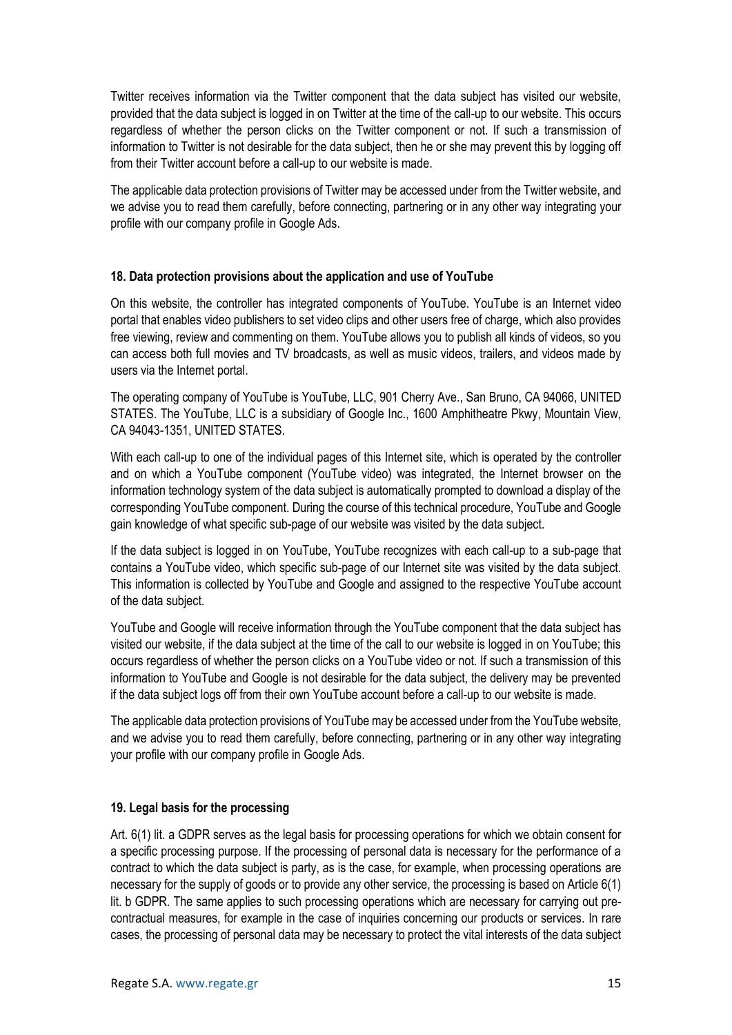Twitter receives information via the Twitter component that the data subject has visited our website, provided that the data subject is logged in on Twitter at the time of the call-up to our website. This occurs regardless of whether the person clicks on the Twitter component or not. If such a transmission of information to Twitter is not desirable for the data subject, then he or she may prevent this by logging off from their Twitter account before a call-up to our website is made.

The applicable data protection provisions of Twitter may be accessed under from the Twitter website, and we advise you to read them carefully, before connecting, partnering or in any other way integrating your profile with our company profile in Google Ads.

**18. Data protection provisions about the application and use of YouTube**

On this website, the controller has integrated components of YouTube. YouTube is an Internet video portal that enables video publishers to set video clips and other users free of charge, which also provides free viewing, review and commenting on them. YouTube allows you to publish all kinds of videos, so you can access both full movies and TV broadcasts, as well as music videos, trailers, and videos made by users via the Internet portal.

The operating company of YouTube is YouTube, LLC, 901 Cherry Ave., San Bruno, CA 94066, UNITED STATES. The YouTube, LLC is a subsidiary of Google Inc., 1600 Amphitheatre Pkwy, Mountain View, CA 94043-1351, UNITED STATES.

With each call-up to one of the individual pages of this Internet site, which is operated by the controller and on which a YouTube component (YouTube video) was integrated, the Internet browser on the information technology system of the data subject is automatically prompted to download a display of the corresponding YouTube component. During the course of this technical procedure, YouTube and Google gain knowledge of what specific sub-page of our website was visited by the data subject.

If the data subject is logged in on YouTube, YouTube recognizes with each call-up to a sub-page that contains a YouTube video, which specific sub-page of our Internet site was visited by the data subject. This information is collected by YouTube and Google and assigned to the respective YouTube account of the data subject.

YouTube and Google will receive information through the YouTube component that the data subject has visited our website, if the data subject at the time of the call to our website is logged in on YouTube; this occurs regardless of whether the person clicks on a YouTube video or not. If such a transmission of this information to YouTube and Google is not desirable for the data subject, the delivery may be prevented if the data subject logs off from their own YouTube account before a call-up to our website is made.

The applicable data protection provisions of YouTube may be accessed under from the YouTube website, and we advise you to read them carefully, before connecting, partnering or in any other way integrating your profile with our company profile in Google Ads.

**19. Legal basis for the processing**

Art. 6(1) lit. a GDPR serves as the legal basis for processing operations for which we obtain consent for a specific processing purpose. If the processing of personal data is necessary for the performance of a contract to which the data subject is party, as is the case, for example, when processing operations are necessary for the supply of goods or to provide any other service, the processing is based on Article 6(1) lit. b GDPR. The same applies to such processing operations which are necessary for carrying out pre-contractual measures, for example in the case of inquiries concerning our products or services. In rare cases, the processing of personal data may be necessary to protect the vital interests of the data subject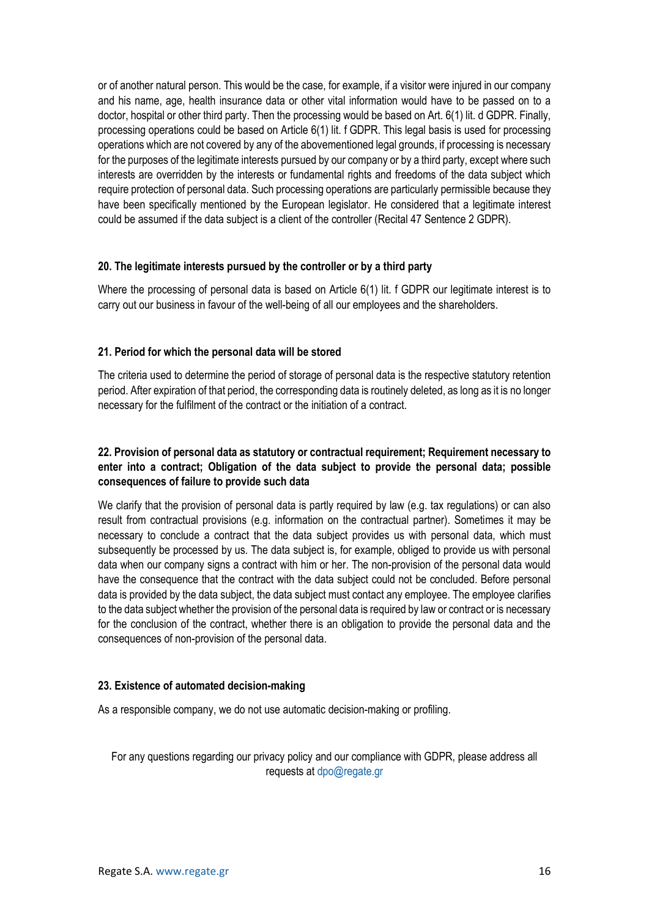or of another natural person. This would be the case, for example, if a visitor were injured in our company and his name, age, health insurance data or other vital information would have to be passed on to a doctor, hospital or other third party. Then the processing would be based on Art. 6(1) lit. d GDPR. Finally, processing operations could be based on Article 6(1) lit. f GDPR. This legal basis is used for processing operations which are not covered by any of the abovementioned legal grounds, if processing is necessary for the purposes of the legitimate interests pursued by our company or by a third party, except where such interests are overridden by the interests or fundamental rights and freedoms of the data subject which require protection of personal data. Such processing operations are particularly permissible because they have been specifically mentioned by the European legislator. He considered that a legitimate interest could be assumed if the data subject is a client of the controller (Recital 47 Sentence 2 GDPR).

**20. The legitimate interests pursued by the controller or by a third party**

Where the processing of personal data is based on Article 6(1) lit. f GDPR our legitimate interest is to carry out our business in favour of the well-being of all our employees and the shareholders.

**21. Period for which the personal data will be stored**

The criteria used to determine the period of storage of personal data is the respective statutory retention period. After expiration of that period, the corresponding data is routinely deleted, as long as it is no longer necessary for the fulfilment of the contract or the initiation of a contract.

**22. Provision of personal data as statutory or contractual requirement; Requirement necessary to enter into a contract; Obligation of the data subject to provide the personal data; possible consequences of failure to provide such data**

We clarify that the provision of personal data is partly required by law (e.g. tax regulations) or can also result from contractual provisions (e.g. information on the contractual partner). Sometimes it may be necessary to conclude a contract that the data subject provides us with personal data, which must subsequently be processed by us. The data subject is, for example, obliged to provide us with personal data when our company signs a contract with him or her. The non-provision of the personal data would have the consequence that the contract with the data subject could not be concluded. Before personal data is provided by the data subject, the data subject must contact any employee. The employee clarifies to the data subject whether the provision of the personal data is required by law or contract or is necessary for the conclusion of the contract, whether there is an obligation to provide the personal data and the consequences of non-provision of the personal data.

**23. Existence of automated decision-making**

As a responsible company, we do not use automatic decision-making or profiling.

For any questions regarding our privacy policy and our compliance with GDPR, please address all requests at dpo@regate.gr